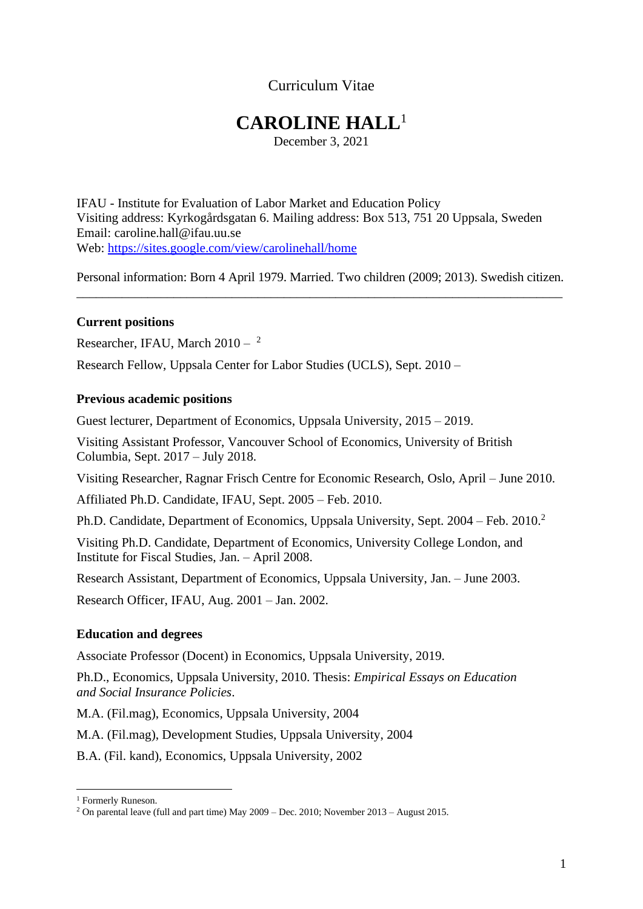Curriculum Vitae

# CAROLINE HALL[1]

December 3, 2021

IFAU - Institute for Evaluation of Labor Market and Education Policy
Visiting address: Kyrkogårdsgatan 6. Mailing address: Box 513, 751 20 Uppsala, Sweden
Email: caroline.hall@ifau.uu.se
Web: [https://sites.google.com/view/carolinehall/home](https://sites.google.com/view/carolinehall/home)

Personal information: Born 4 April 1979. Married. Two children (2009; 2013). Swedish citizen.

---

### Current positions

Researcher, IFAU, March 2010 – [2]

Research Fellow, Uppsala Center for Labor Studies (UCLS), Sept. 2010 –

### Previous academic positions

Guest lecturer, Department of Economics, Uppsala University, 2015 – 2019.

Visiting Assistant Professor, Vancouver School of Economics, University of British Columbia, Sept. 2017 – July 2018.

Visiting Researcher, Ragnar Frisch Centre for Economic Research, Oslo, April – June 2010.

Affiliated Ph.D. Candidate, IFAU, Sept. 2005 – Feb. 2010.

Ph.D. Candidate, Department of Economics, Uppsala University, Sept. 2004 – Feb. 2010.[2]

Visiting Ph.D. Candidate, Department of Economics, University College London, and Institute for Fiscal Studies, Jan. – April 2008.

Research Assistant, Department of Economics, Uppsala University, Jan. – June 2003.

Research Officer, IFAU, Aug. 2001 – Jan. 2002.

### Education and degrees

Associate Professor (Docent) in Economics, Uppsala University, 2019.

Ph.D., Economics, Uppsala University, 2010. Thesis: *Empirical Essays on Education and Social Insurance Policies*.

M.A. (Fil.mag), Economics, Uppsala University, 2004

M.A. (Fil.mag), Development Studies, Uppsala University, 2004

B.A. (Fil. kand), Economics, Uppsala University, 2002

---

[1] Formerly Runeson.

[2] On parental leave (full and part time) May 2009 – Dec. 2010; November 2013 – August 2015.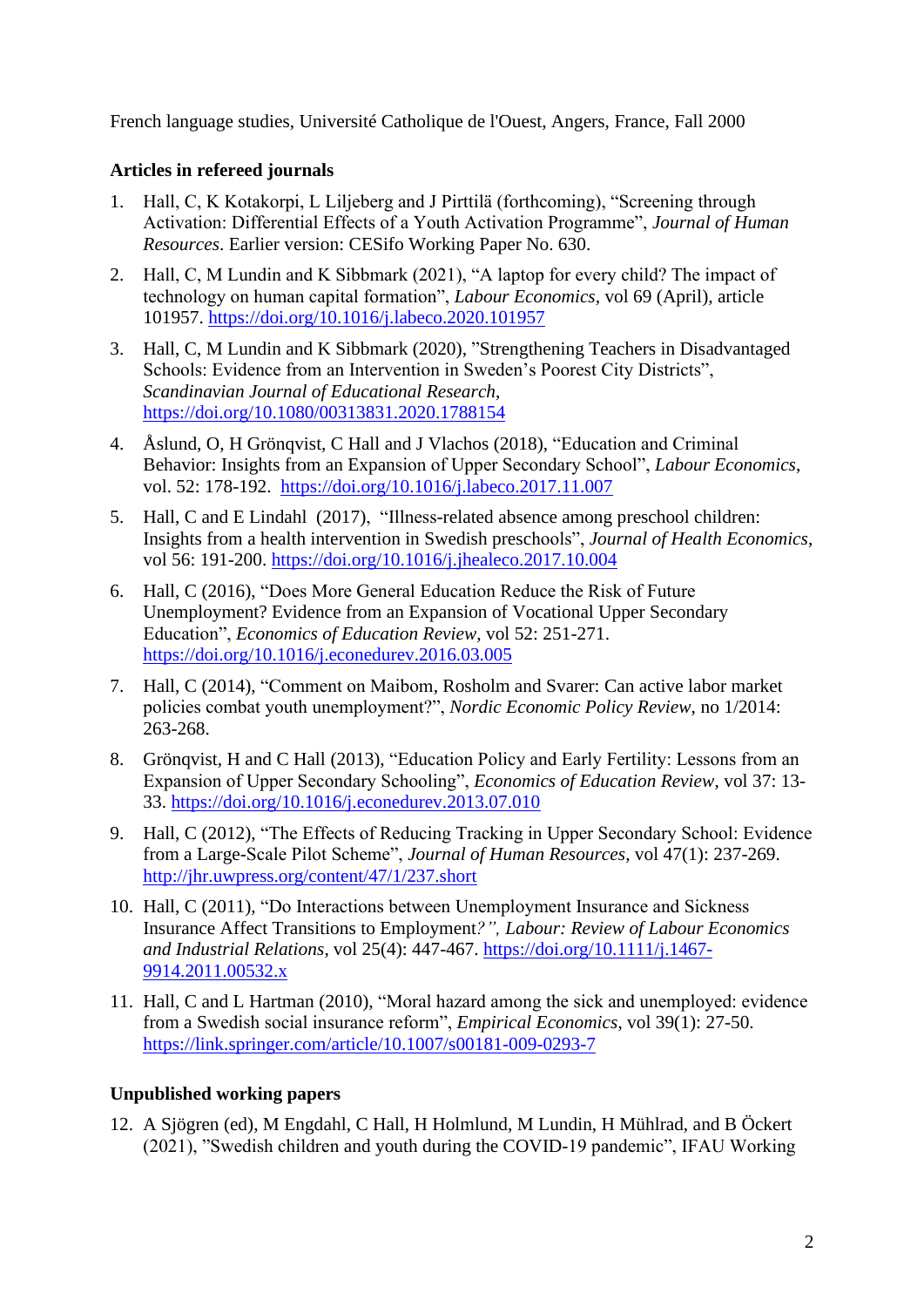French language studies, Université Catholique de l'Ouest, Angers, France, Fall 2000

**Articles in refereed journals**

1. Hall, C, K Kotakorpi, L Liljeberg and J Pirttilä (forthcoming), "Screening through Activation: Differential Effects of a Youth Activation Programme", *Journal of Human Resources*. Earlier version: CESifo Working Paper No. 630.
2. Hall, C, M Lundin and K Sibbmark (2021), "A laptop for every child? The impact of technology on human capital formation", *Labour Economics*, vol 69 (April), article 101957. https://doi.org/10.1016/j.labeco.2020.101957
3. Hall, C, M Lundin and K Sibbmark (2020), "Strengthening Teachers in Disadvantaged Schools: Evidence from an Intervention in Sweden's Poorest City Districts", *Scandinavian Journal of Educational Research*, https://doi.org/10.1080/00313831.2020.1788154
4. Åslund, O, H Grönqvist, C Hall and J Vlachos (2018), "Education and Criminal Behavior: Insights from an Expansion of Upper Secondary School", *Labour Economics*, vol. 52: 178-192. https://doi.org/10.1016/j.labeco.2017.11.007
5. Hall, C and E Lindahl (2017), "Illness-related absence among preschool children: Insights from a health intervention in Swedish preschools", *Journal of Health Economics*, vol 56: 191-200. https://doi.org/10.1016/j.jhealeco.2017.10.004
6. Hall, C (2016), "Does More General Education Reduce the Risk of Future Unemployment? Evidence from an Expansion of Vocational Upper Secondary Education", *Economics of Education Review*, vol 52: 251-271. https://doi.org/10.1016/j.econedurev.2016.03.005
7. Hall, C (2014), "Comment on Maibom, Rosholm and Svarer: Can active labor market policies combat youth unemployment?", *Nordic Economic Policy Review*, no 1/2014: 263-268.
8. Grönqvist, H and C Hall (2013), "Education Policy and Early Fertility: Lessons from an Expansion of Upper Secondary Schooling", *Economics of Education Review*, vol 37: 13-33. https://doi.org/10.1016/j.econedurev.2013.07.010
9. Hall, C (2012), "The Effects of Reducing Tracking in Upper Secondary School: Evidence from a Large-Scale Pilot Scheme", *Journal of Human Resources*, vol 47(1): 237-269. http://jhr.uwpress.org/content/47/1/237.short
10. Hall, C (2011), "Do Interactions between Unemployment Insurance and Sickness Insurance Affect Transitions to Employment?", *Labour: Review of Labour Economics and Industrial Relations*, vol 25(4): 447-467. https://doi.org/10.1111/j.1467-9914.2011.00532.x
11. Hall, C and L Hartman (2010), "Moral hazard among the sick and unemployed: evidence from a Swedish social insurance reform", *Empirical Economics*, vol 39(1): 27-50. https://link.springer.com/article/10.1007/s00181-009-0293-7

**Unpublished working papers**

12. A Sjögren (ed), M Engdahl, C Hall, H Holmlund, M Lundin, H Mühlrad, and B Öckert (2021), "Swedish children and youth during the COVID-19 pandemic", IFAU Working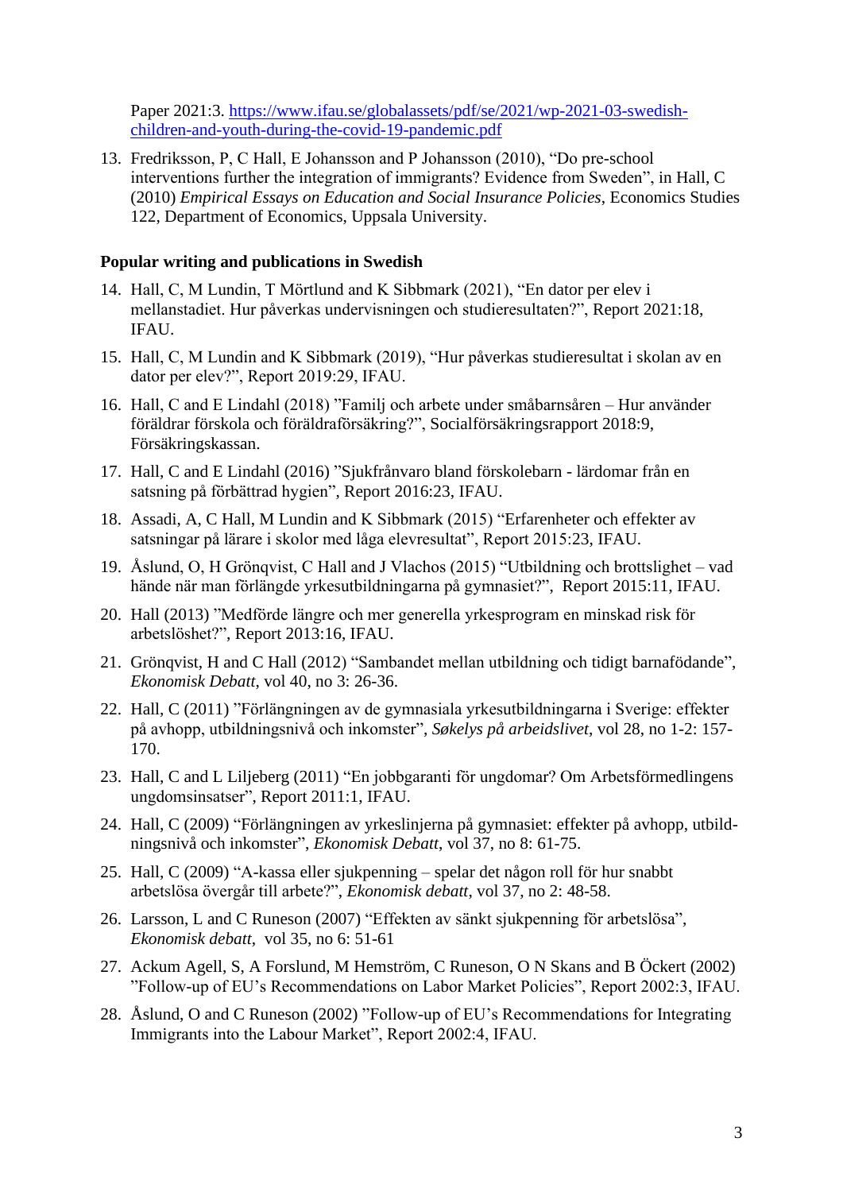Paper 2021:3. [https://www.ifau.se/globalassets/pdf/se/2021/wp-2021-03-swedish-children-and-youth-during-the-covid-19-pandemic.pdf](https://www.ifau.se/globalassets/pdf/se/2021/wp-2021-03-swedish-children-and-youth-during-the-covid-19-pandemic.pdf)

13. Fredriksson, P, C Hall, E Johansson and P Johansson (2010), "Do pre-school interventions further the integration of immigrants? Evidence from Sweden", in Hall, C (2010) *Empirical Essays on Education and Social Insurance Policies*, Economics Studies 122, Department of Economics, Uppsala University.

**Popular writing and publications in Swedish**

14. Hall, C, M Lundin, T Mörtlund and K Sibbmark (2021), "En dator per elev i mellanstadiet. Hur påverkas undervisningen och studieresultaten?", Report 2021:18, IFAU.
15. Hall, C, M Lundin and K Sibbmark (2019), "Hur påverkas studieresultat i skolan av en dator per elev?", Report 2019:29, IFAU.
16. Hall, C and E Lindahl (2018) "Familj och arbete under småbarnsåren – Hur använder föräldrar förskola och föräldraförsäkring?", Socialförsäkringsrapport 2018:9, Försäkringskassan.
17. Hall, C and E Lindahl (2016) "Sjukfrånvaro bland förskolebarn - lärdomar från en satsning på förbättrad hygien", Report 2016:23, IFAU.
18. Assadi, A, C Hall, M Lundin and K Sibbmark (2015) "Erfarenheter och effekter av satsningar på lärare i skolor med låga elevresultat", Report 2015:23, IFAU.
19. Åslund, O, H Grönqvist, C Hall and J Vlachos (2015) "Utbildning och brottslighet – vad hände när man förlängde yrkesutbildningarna på gymnasiet?", Report 2015:11, IFAU.
20. Hall (2013) "Medförde längre och mer generella yrkesprogram en minskad risk för arbetslöshet?", Report 2013:16, IFAU.
21. Grönqvist, H and C Hall (2012) "Sambandet mellan utbildning och tidigt barnafödande", *Ekonomisk Debatt*, vol 40, no 3: 26-36.
22. Hall, C (2011) "Förlängningen av de gymnasiala yrkesutbildningarna i Sverige: effekter på avhopp, utbildningsnivå och inkomster", *Søkelys på arbeidslivet*, vol 28, no 1-2: 157-170.
23. Hall, C and L Liljeberg (2011) "En jobbgaranti för ungdomar? Om Arbetsförmedlingens ungdomsinsatser", Report 2011:1, IFAU.
24. Hall, C (2009) "Förlängningen av yrkeslinjerna på gymnasiet: effekter på avhopp, utbildningsnivå och inkomster", *Ekonomisk Debatt*, vol 37, no 8: 61-75.
25. Hall, C (2009) "A-kassa eller sjukpenning – spelar det någon roll för hur snabbt arbetslösa övergår till arbete?", *Ekonomisk debatt*, vol 37, no 2: 48-58.
26. Larsson, L and C Runeson (2007) "Effekten av sänkt sjukpenning för arbetslösa", *Ekonomisk debatt*, vol 35, no 6: 51-61
27. Ackum Agell, S, A Forslund, M Hemström, C Runeson, O N Skans and B Öckert (2002) "Follow-up of EU's Recommendations on Labor Market Policies", Report 2002:3, IFAU.
28. Åslund, O and C Runeson (2002) "Follow-up of EU's Recommendations for Integrating Immigrants into the Labour Market", Report 2002:4, IFAU.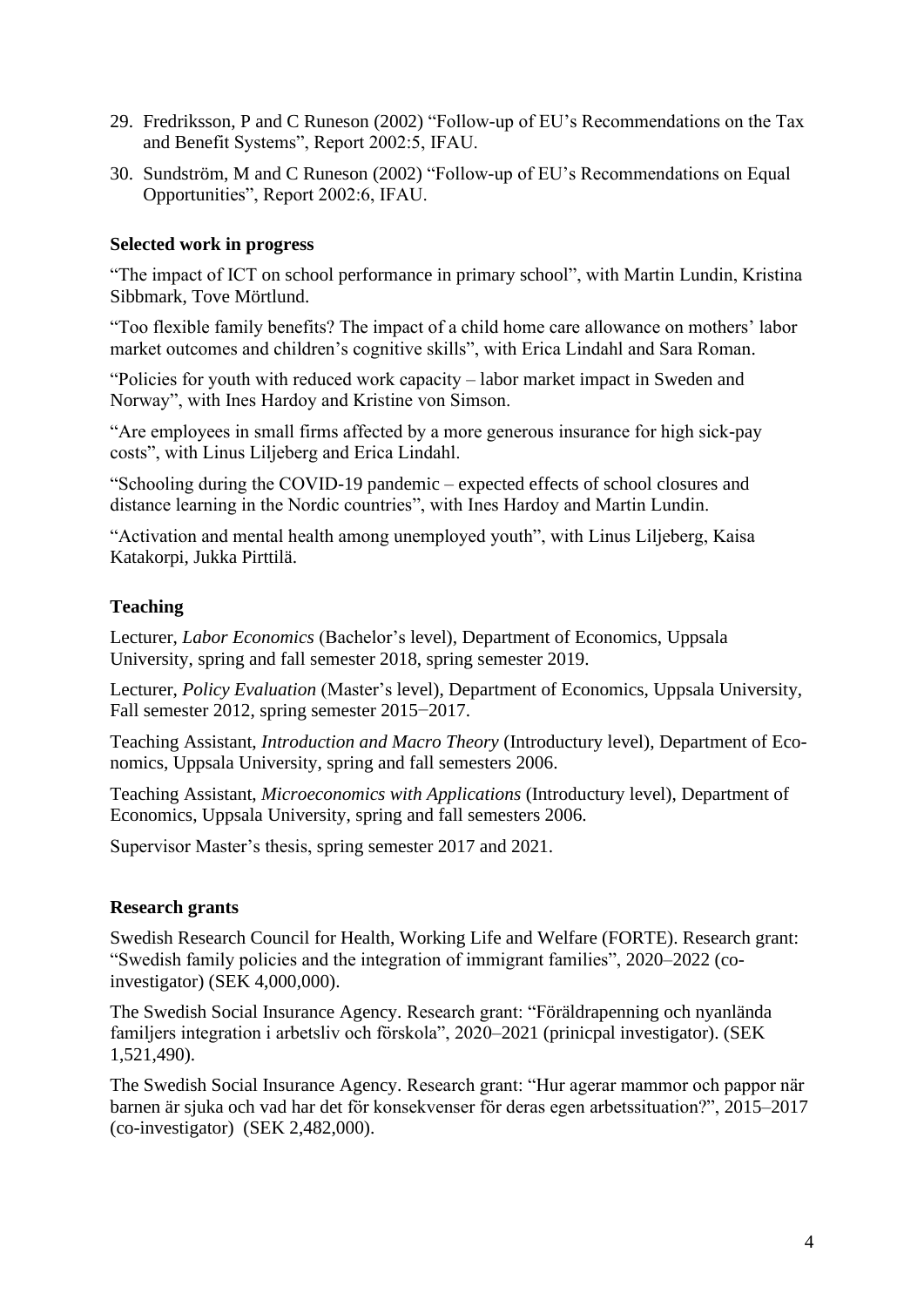29. Fredriksson, P and C Runeson (2002) "Follow-up of EU's Recommendations on the Tax and Benefit Systems", Report 2002:5, IFAU.
30. Sundström, M and C Runeson (2002) "Follow-up of EU's Recommendations on Equal Opportunities", Report 2002:6, IFAU.

**Selected work in progress**

"The impact of ICT on school performance in primary school", with Martin Lundin, Kristina Sibbmark, Tove Mörtlund.

"Too flexible family benefits? The impact of a child home care allowance on mothers' labor market outcomes and children's cognitive skills", with Erica Lindahl and Sara Roman.

"Policies for youth with reduced work capacity – labor market impact in Sweden and Norway", with Ines Hardoy and Kristine von Simson.

"Are employees in small firms affected by a more generous insurance for high sick-pay costs", with Linus Liljeberg and Erica Lindahl.

"Schooling during the COVID-19 pandemic – expected effects of school closures and distance learning in the Nordic countries", with Ines Hardoy and Martin Lundin.

"Activation and mental health among unemployed youth", with Linus Liljeberg, Kaisa Katakorpi, Jukka Pirttilä.

## Teaching

Lecturer, *Labor Economics* (Bachelor's level), Department of Economics, Uppsala University, spring and fall semester 2018, spring semester 2019.

Lecturer, *Policy Evaluation* (Master's level), Department of Economics, Uppsala University, Fall semester 2012, spring semester 2015−2017.

Teaching Assistant, *Introduction and Macro Theory* (Introductory level), Department of Economics, Uppsala University, spring and fall semesters 2006.

Teaching Assistant, *Microeconomics with Applications* (Introductory level), Department of Economics, Uppsala University, spring and fall semesters 2006.

Supervisor Master's thesis, spring semester 2017 and 2021.

## Research grants

Swedish Research Council for Health, Working Life and Welfare (FORTE). Research grant: "Swedish family policies and the integration of immigrant families", 2020–2022 (co-investigator) (SEK 4,000,000).

The Swedish Social Insurance Agency. Research grant: "Föräldrapenning och nyanlända familjers integration i arbetsliv och förskola", 2020–2021 (prinicpal investigator). (SEK 1,521,490).

The Swedish Social Insurance Agency. Research grant: "Hur agerar mammor och pappor när barnen är sjuka och vad har det för konsekvenser för deras egen arbetssituation?", 2015–2017 (co-investigator) (SEK 2,482,000).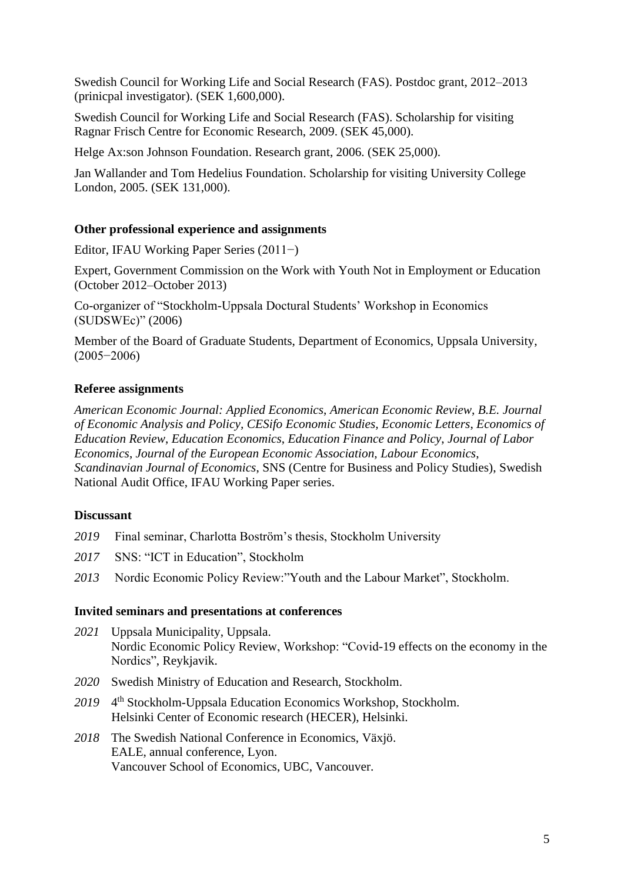Swedish Council for Working Life and Social Research (FAS). Postdoc grant, 2012–2013 (prinicpal investigator). (SEK 1,600,000).

Swedish Council for Working Life and Social Research (FAS). Scholarship for visiting Ragnar Frisch Centre for Economic Research, 2009. (SEK 45,000).

Helge Ax:son Johnson Foundation. Research grant, 2006. (SEK 25,000).

Jan Wallander and Tom Hedelius Foundation. Scholarship for visiting University College London, 2005. (SEK 131,000).

**Other professional experience and assignments**

Editor, IFAU Working Paper Series (2011−)

Expert, Government Commission on the Work with Youth Not in Employment or Education (October 2012–October 2013)

Co-organizer of "Stockholm-Uppsala Doctural Students' Workshop in Economics (SUDSWEc)" (2006)

Member of the Board of Graduate Students, Department of Economics, Uppsala University, (2005−2006)

**Referee assignments**

*American Economic Journal: Applied Economics*, *American Economic Review*, *B.E. Journal of Economic Analysis and Policy*, *CESifo Economic Studies*, *Economic Letters*, *Economics of Education Review*, *Education Economics*, *Education Finance and Policy*, *Journal of Labor Economics*, *Journal of the European Economic Association*, *Labour Economics*, *Scandinavian Journal of Economics*, SNS (Centre for Business and Policy Studies), Swedish National Audit Office, IFAU Working Paper series.

**Discussant**

*2019* Final seminar, Charlotta Boström's thesis, Stockholm University

*2017* SNS: "ICT in Education", Stockholm

*2013* Nordic Economic Policy Review:"Youth and the Labour Market", Stockholm.

**Invited seminars and presentations at conferences**

*2021* Uppsala Municipality, Uppsala.
Nordic Economic Policy Review, Workshop: "Covid-19 effects on the economy in the Nordics", Reykjavik.

*2020* Swedish Ministry of Education and Research, Stockholm.

*2019* 4th Stockholm-Uppsala Education Economics Workshop, Stockholm.
Helsinki Center of Economic research (HECER), Helsinki.

*2018* The Swedish National Conference in Economics, Växjö.
EALE, annual conference, Lyon.
Vancouver School of Economics, UBC, Vancouver.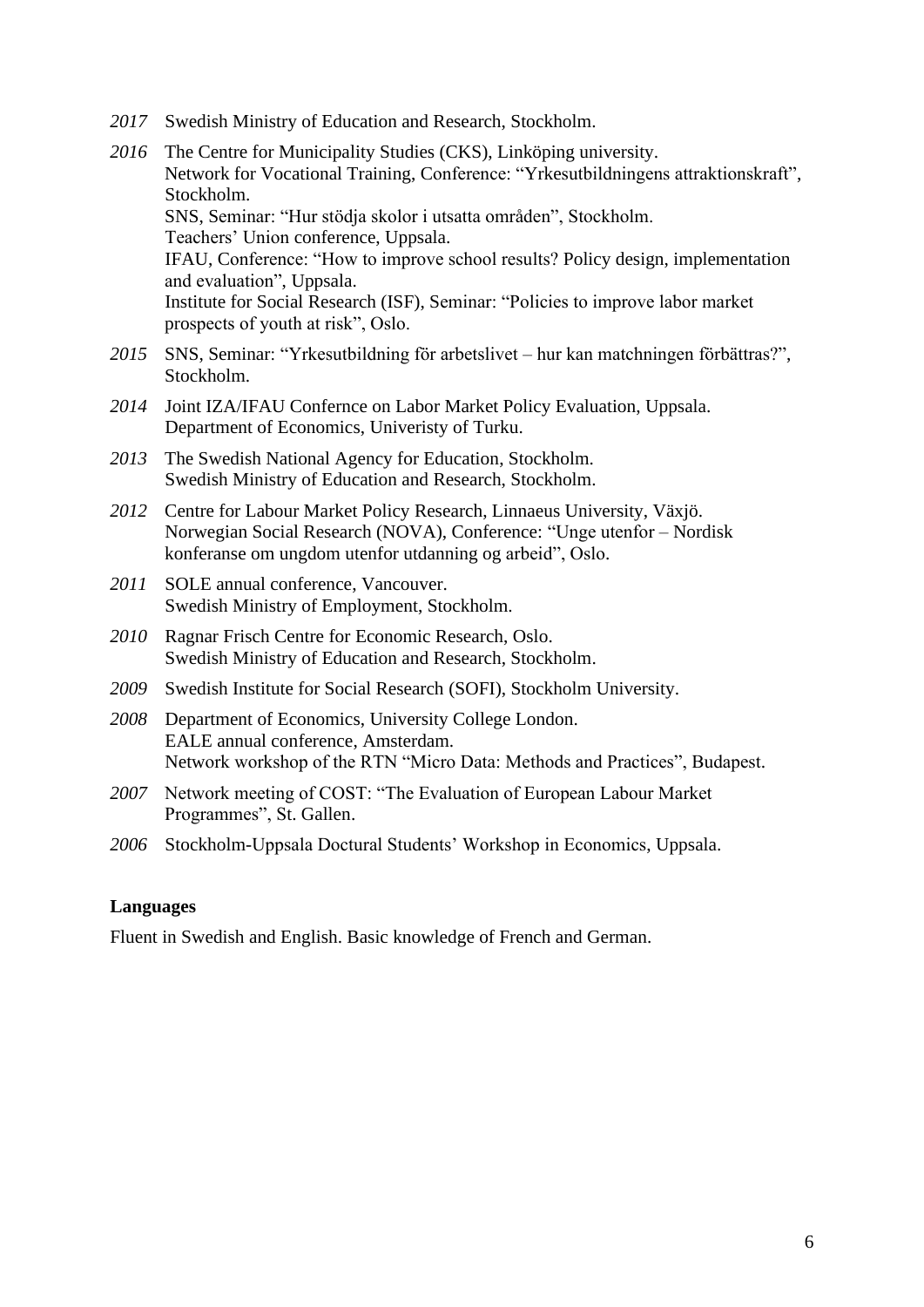*2017* Swedish Ministry of Education and Research, Stockholm.

*2016* The Centre for Municipality Studies (CKS), Linköping university.
Network for Vocational Training, Conference: "Yrkesutbildningens attraktionskraft", Stockholm.
SNS, Seminar: "Hur stödja skolor i utsatta områden", Stockholm.
Teachers' Union conference, Uppsala.
IFAU, Conference: "How to improve school results? Policy design, implementation and evaluation", Uppsala.
Institute for Social Research (ISF), Seminar: "Policies to improve labor market prospects of youth at risk", Oslo.

*2015* SNS, Seminar: "Yrkesutbildning för arbetslivet – hur kan matchningen förbättras?", Stockholm.

*2014* Joint IZA/IFAU Confernce on Labor Market Policy Evaluation, Uppsala.
Department of Economics, Univeristy of Turku.

*2013* The Swedish National Agency for Education, Stockholm.
Swedish Ministry of Education and Research, Stockholm.

*2012* Centre for Labour Market Policy Research, Linnaeus University, Växjö.
Norwegian Social Research (NOVA), Conference: "Unge utenfor – Nordisk konferanse om ungdom utenfor utdanning og arbeid", Oslo.

*2011* SOLE annual conference, Vancouver.
Swedish Ministry of Employment, Stockholm.

*2010* Ragnar Frisch Centre for Economic Research, Oslo.
Swedish Ministry of Education and Research, Stockholm.

*2009* Swedish Institute for Social Research (SOFI), Stockholm University.

*2008* Department of Economics, University College London.
EALE annual conference, Amsterdam.
Network workshop of the RTN "Micro Data: Methods and Practices", Budapest.

*2007* Network meeting of COST: "The Evaluation of European Labour Market Programmes", St. Gallen.

*2006* Stockholm-Uppsala Doctural Students' Workshop in Economics, Uppsala.

**Languages**

Fluent in Swedish and English. Basic knowledge of French and German.